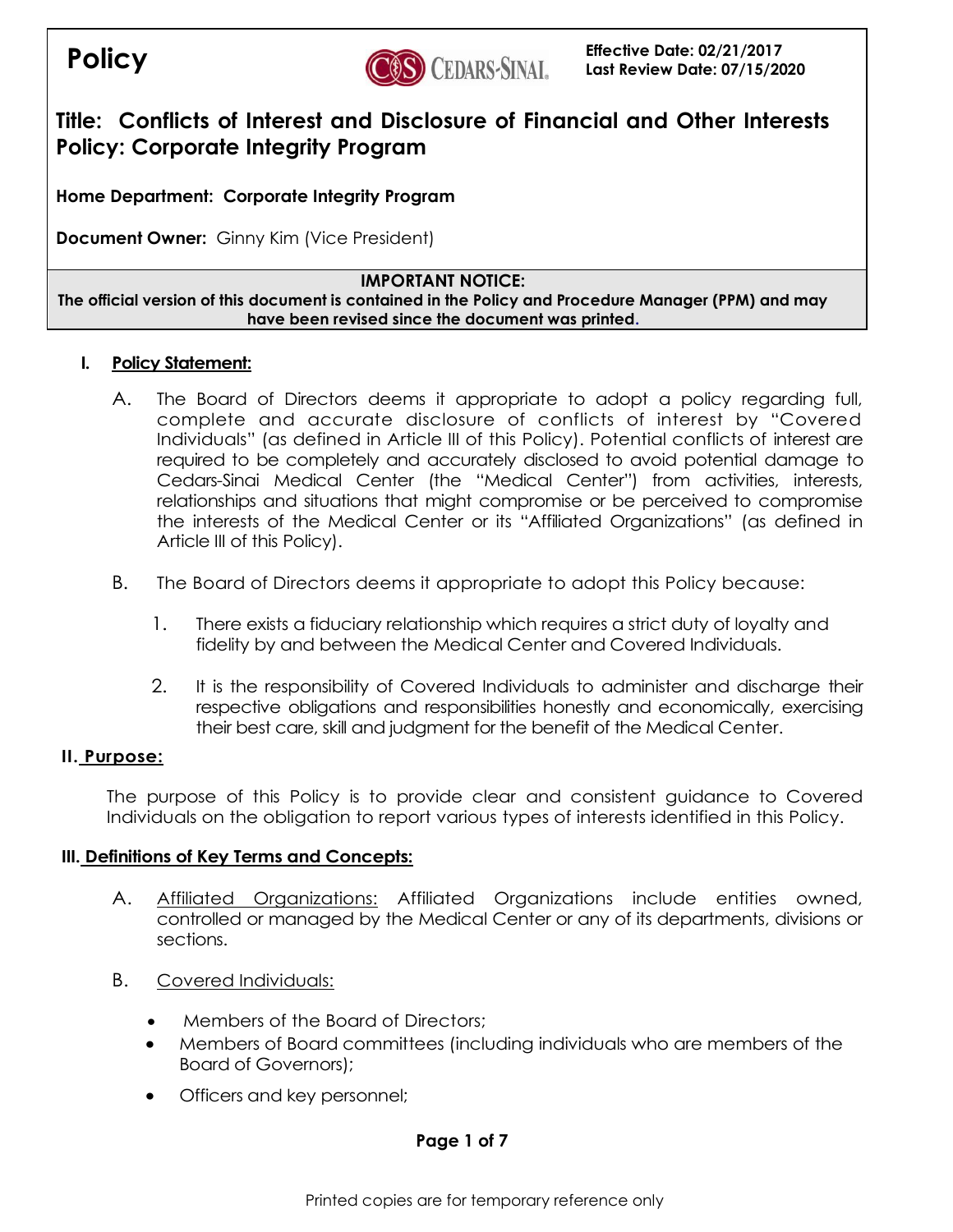# Policy

**Effective Date: 02/21/2017**
**Last Review Date: 07/15/2020**

## Title: Conflicts of Interest and Disclosure of Financial and Other Interests Policy: Corporate Integrity Program

**Home Department: Corporate Integrity Program**

**Document Owner:** Ginny Kim (Vice President)

**IMPORTANT NOTICE:**
**The official version of this document is contained in the Policy and Procedure Manager (PPM) and may have been revised since the document was printed.**

## I. Policy Statement:

A. The Board of Directors deems it appropriate to adopt a policy regarding full, complete and accurate disclosure of conflicts of interest by "Covered Individuals" (as defined in Article III of this Policy). Potential conflicts of interest are required to be completely and accurately disclosed to avoid potential damage to Cedars-Sinai Medical Center (the "Medical Center") from activities, interests, relationships and situations that might compromise or be perceived to compromise the interests of the Medical Center or its "Affiliated Organizations" (as defined in Article III of this Policy).

B. The Board of Directors deems it appropriate to adopt this Policy because:

1. There exists a fiduciary relationship which requires a strict duty of loyalty and fidelity by and between the Medical Center and Covered Individuals.

2. It is the responsibility of Covered Individuals to administer and discharge their respective obligations and responsibilities honestly and economically, exercising their best care, skill and judgment for the benefit of the Medical Center.

## II. Purpose:

The purpose of this Policy is to provide clear and consistent guidance to Covered Individuals on the obligation to report various types of interests identified in this Policy.

## III. Definitions of Key Terms and Concepts:

A. Affiliated Organizations: Affiliated Organizations include entities owned, controlled or managed by the Medical Center or any of its departments, divisions or sections.

B. Covered Individuals:

- Members of the Board of Directors;
- Members of Board committees (including individuals who are members of the Board of Governors);
- Officers and key personnel;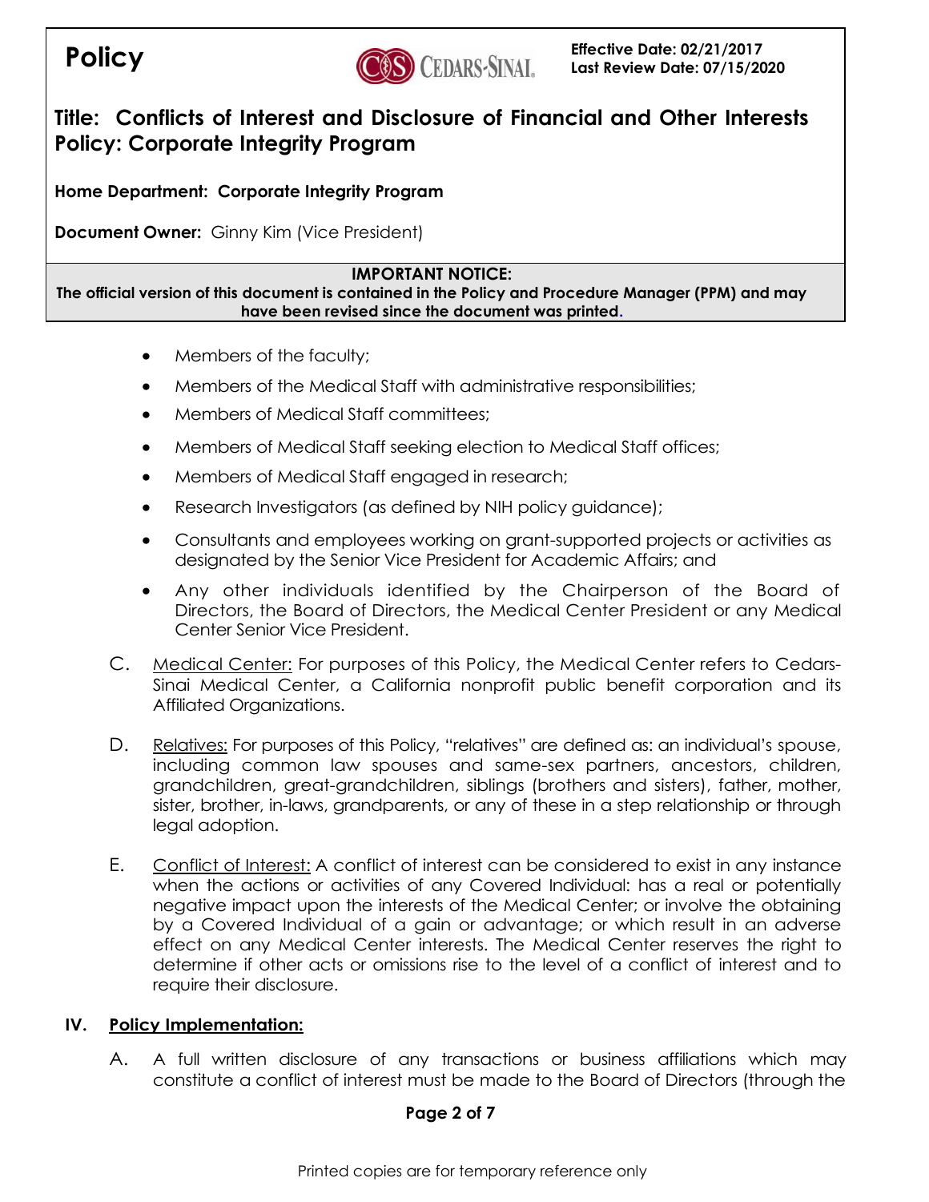- Members of the faculty;
- Members of the Medical Staff with administrative responsibilities;
- Members of Medical Staff committees;
- Members of Medical Staff seeking election to Medical Staff offices;
- Members of Medical Staff engaged in research;
- Research Investigators (as defined by NIH policy guidance);
- Consultants and employees working on grant-supported projects or activities as designated by the Senior Vice President for Academic Affairs; and
- Any other individuals identified by the Chairperson of the Board of Directors, the Board of Directors, the Medical Center President or any Medical Center Senior Vice President.

C. Medical Center: For purposes of this Policy, the Medical Center refers to Cedars-Sinai Medical Center, a California nonprofit public benefit corporation and its Affiliated Organizations.

D. Relatives: For purposes of this Policy, "relatives" are defined as: an individual's spouse, including common law spouses and same-sex partners, ancestors, children, grandchildren, great-grandchildren, siblings (brothers and sisters), father, mother, sister, brother, in-laws, grandparents, or any of these in a step relationship or through legal adoption.

E. Conflict of Interest: A conflict of interest can be considered to exist in any instance when the actions or activities of any Covered Individual: has a real or potentially negative impact upon the interests of the Medical Center; or involve the obtaining by a Covered Individual of a gain or advantage; or which result in an adverse effect on any Medical Center interests. The Medical Center reserves the right to determine if other acts or omissions rise to the level of a conflict of interest and to require their disclosure.

## IV. Policy Implementation:

A. A full written disclosure of any transactions or business affiliations which may constitute a conflict of interest must be made to the Board of Directors (through the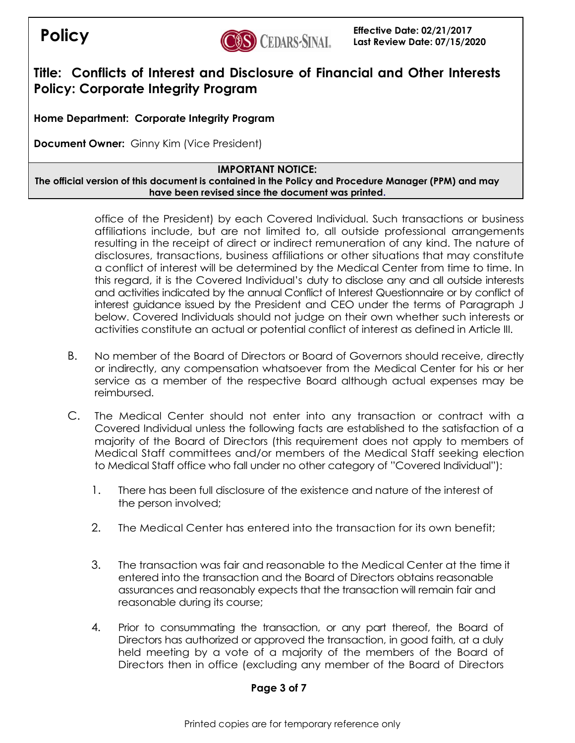office of the President) by each Covered Individual. Such transactions or business affiliations include, but are not limited to, all outside professional arrangements resulting in the receipt of direct or indirect remuneration of any kind. The nature of disclosures, transactions, business affiliations or other situations that may constitute a conflict of interest will be determined by the Medical Center from time to time. In this regard, it is the Covered Individual's duty to disclose any and all outside interests and activities indicated by the annual Conflict of Interest Questionnaire or by conflict of interest guidance issued by the President and CEO under the terms of Paragraph J below. Covered Individuals should not judge on their own whether such interests or activities constitute an actual or potential conflict of interest as defined in Article III.

B. No member of the Board of Directors or Board of Governors should receive, directly or indirectly, any compensation whatsoever from the Medical Center for his or her service as a member of the respective Board although actual expenses may be reimbursed.

C. The Medical Center should not enter into any transaction or contract with a Covered Individual unless the following facts are established to the satisfaction of a majority of the Board of Directors (this requirement does not apply to members of Medical Staff committees and/or members of the Medical Staff seeking election to Medical Staff office who fall under no other category of "Covered Individual"):

1. There has been full disclosure of the existence and nature of the interest of the person involved;

2. The Medical Center has entered into the transaction for its own benefit;

3. The transaction was fair and reasonable to the Medical Center at the time it entered into the transaction and the Board of Directors obtains reasonable assurances and reasonably expects that the transaction will remain fair and reasonable during its course;

4. Prior to consummating the transaction, or any part thereof, the Board of Directors has authorized or approved the transaction, in good faith, at a duly held meeting by a vote of a majority of the members of the Board of Directors then in office (excluding any member of the Board of Directors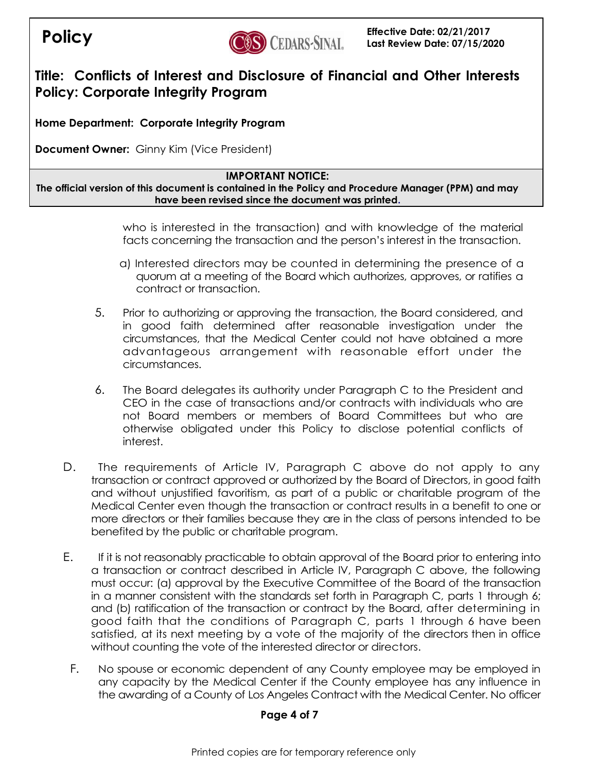who is interested in the transaction) and with knowledge of the material facts concerning the transaction and the person's interest in the transaction.

a) Interested directors may be counted in determining the presence of a quorum at a meeting of the Board which authorizes, approves, or ratifies a contract or transaction.

5. Prior to authorizing or approving the transaction, the Board considered, and in good faith determined after reasonable investigation under the circumstances, that the Medical Center could not have obtained a more advantageous arrangement with reasonable effort under the circumstances.

6. The Board delegates its authority under Paragraph C to the President and CEO in the case of transactions and/or contracts with individuals who are not Board members or members of Board Committees but who are otherwise obligated under this Policy to disclose potential conflicts of interest.

D. The requirements of Article IV, Paragraph C above do not apply to any transaction or contract approved or authorized by the Board of Directors, in good faith and without unjustified favoritism, as part of a public or charitable program of the Medical Center even though the transaction or contract results in a benefit to one or more directors or their families because they are in the class of persons intended to be benefited by the public or charitable program.

E. If it is not reasonably practicable to obtain approval of the Board prior to entering into a transaction or contract described in Article IV, Paragraph C above, the following must occur: (a) approval by the Executive Committee of the Board of the transaction in a manner consistent with the standards set forth in Paragraph C, parts 1 through 6; and (b) ratification of the transaction or contract by the Board, after determining in good faith that the conditions of Paragraph C, parts 1 through 6 have been satisfied, at its next meeting by a vote of the majority of the directors then in office without counting the vote of the interested director or directors.

F. No spouse or economic dependent of any County employee may be employed in any capacity by the Medical Center if the County employee has any influence in the awarding of a County of Los Angeles Contract with the Medical Center. No officer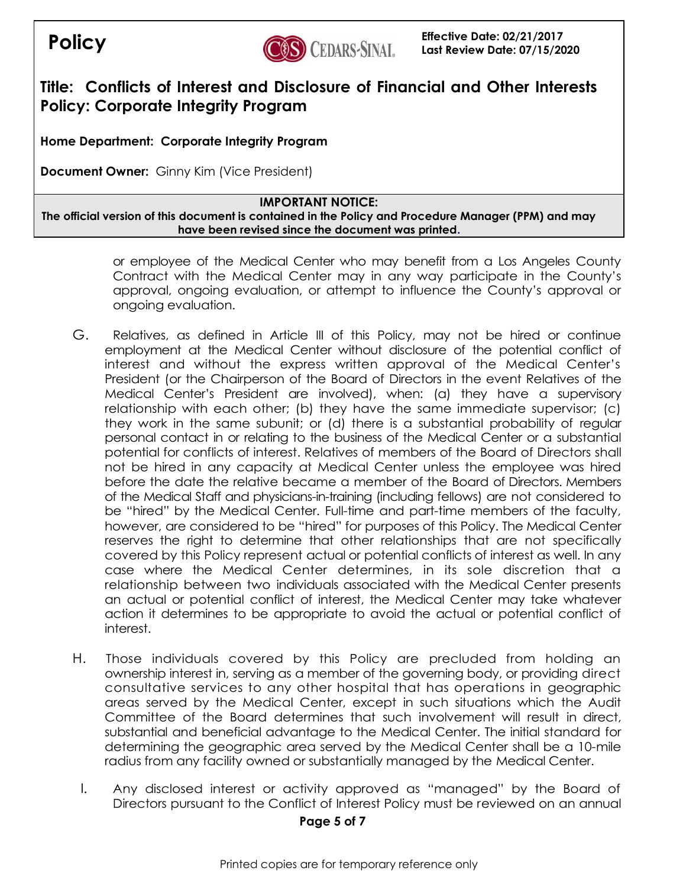or employee of the Medical Center who may benefit from a Los Angeles County Contract with the Medical Center may in any way participate in the County's approval, ongoing evaluation, or attempt to influence the County's approval or ongoing evaluation.

G. Relatives, as defined in Article III of this Policy, may not be hired or continue employment at the Medical Center without disclosure of the potential conflict of interest and without the express written approval of the Medical Center's President (or the Chairperson of the Board of Directors in the event Relatives of the Medical Center's President are involved), when: (a) they have a supervisory relationship with each other; (b) they have the same immediate supervisor; (c) they work in the same subunit; or (d) there is a substantial probability of regular personal contact in or relating to the business of the Medical Center or a substantial potential for conflicts of interest. Relatives of members of the Board of Directors shall not be hired in any capacity at Medical Center unless the employee was hired before the date the relative became a member of the Board of Directors. Members of the Medical Staff and physicians-in-training (including fellows) are not considered to be "hired" by the Medical Center. Full-time and part-time members of the faculty, however, are considered to be "hired" for purposes of this Policy. The Medical Center reserves the right to determine that other relationships that are not specifically covered by this Policy represent actual or potential conflicts of interest as well. In any case where the Medical Center determines, in its sole discretion that a relationship between two individuals associated with the Medical Center presents an actual or potential conflict of interest, the Medical Center may take whatever action it determines to be appropriate to avoid the actual or potential conflict of interest.

H. Those individuals covered by this Policy are precluded from holding an ownership interest in, serving as a member of the governing body, or providing direct consultative services to any other hospital that has operations in geographic areas served by the Medical Center, except in such situations which the Audit Committee of the Board determines that such involvement will result in direct, substantial and beneficial advantage to the Medical Center. The initial standard for determining the geographic area served by the Medical Center shall be a 10-mile radius from any facility owned or substantially managed by the Medical Center.

I. Any disclosed interest or activity approved as "managed" by the Board of Directors pursuant to the Conflict of Interest Policy must be reviewed on an annual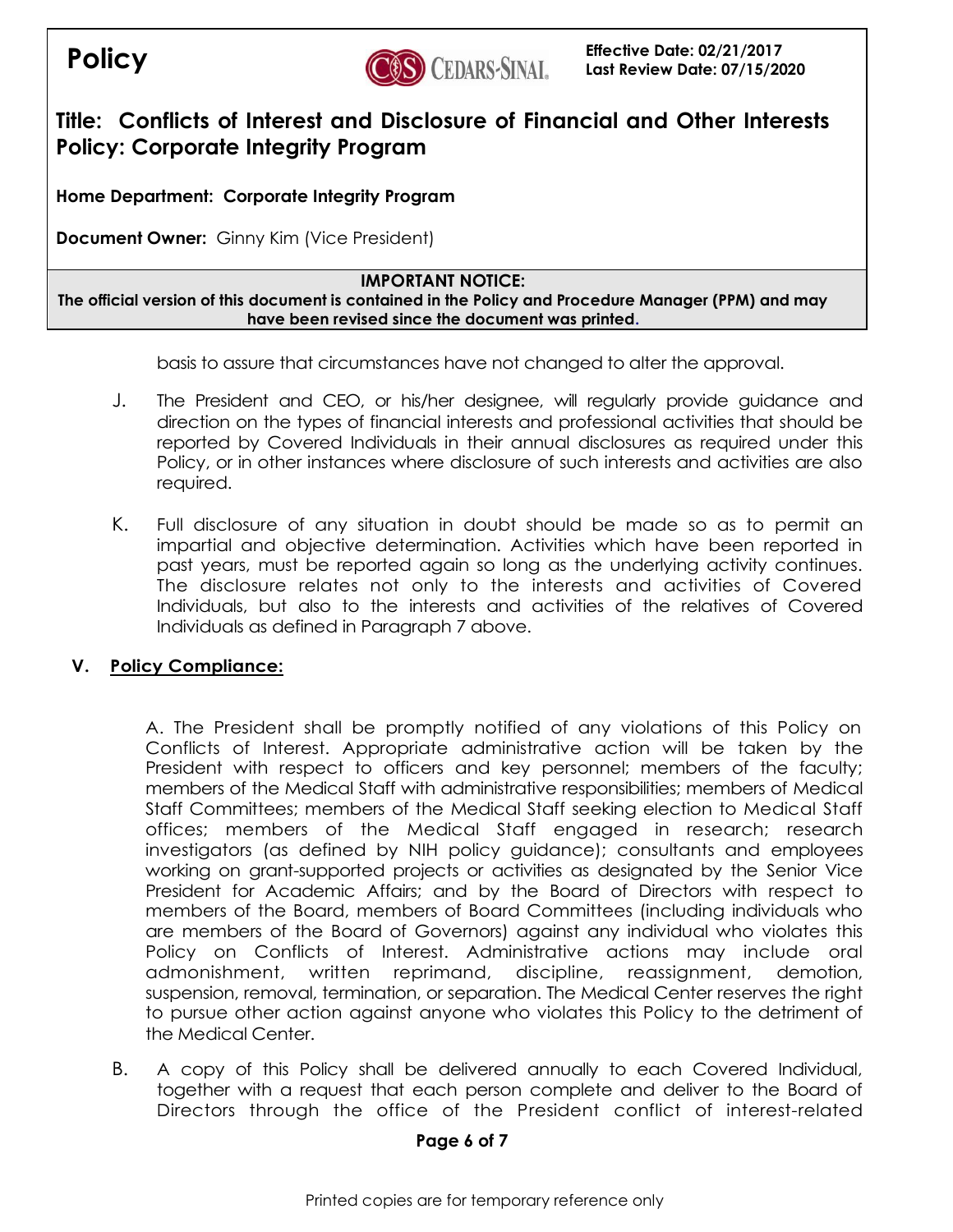basis to assure that circumstances have not changed to alter the approval.

J. The President and CEO, or his/her designee, will regularly provide guidance and direction on the types of financial interests and professional activities that should be reported by Covered Individuals in their annual disclosures as required under this Policy, or in other instances where disclosure of such interests and activities are also required.

K. Full disclosure of any situation in doubt should be made so as to permit an impartial and objective determination. Activities which have been reported in past years, must be reported again so long as the underlying activity continues. The disclosure relates not only to the interests and activities of Covered Individuals, but also to the interests and activities of the relatives of Covered Individuals as defined in Paragraph 7 above.

## V. **Policy Compliance:**

A. The President shall be promptly notified of any violations of this Policy on Conflicts of Interest. Appropriate administrative action will be taken by the President with respect to officers and key personnel; members of the faculty; members of the Medical Staff with administrative responsibilities; members of Medical Staff Committees; members of the Medical Staff seeking election to Medical Staff offices; members of the Medical Staff engaged in research; research investigators (as defined by NIH policy guidance); consultants and employees working on grant-supported projects or activities as designated by the Senior Vice President for Academic Affairs; and by the Board of Directors with respect to members of the Board, members of Board Committees (including individuals who are members of the Board of Governors) against any individual who violates this Policy on Conflicts of Interest. Administrative actions may include oral admonishment, written reprimand, discipline, reassignment, demotion, suspension, removal, termination, or separation. The Medical Center reserves the right to pursue other action against anyone who violates this Policy to the detriment of the Medical Center.

B. A copy of this Policy shall be delivered annually to each Covered Individual, together with a request that each person complete and deliver to the Board of Directors through the office of the President conflict of interest-related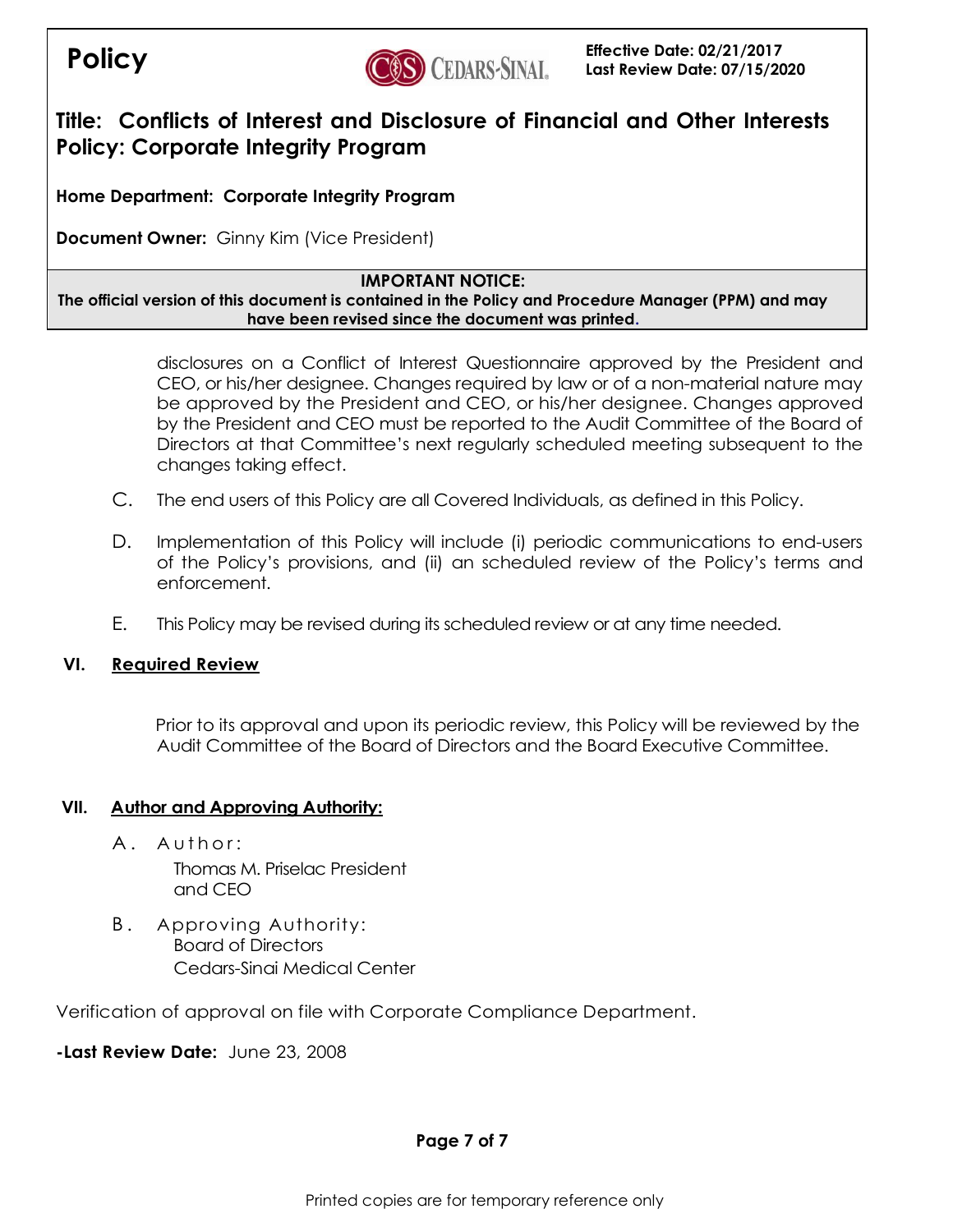disclosures on a Conflict of Interest Questionnaire approved by the President and CEO, or his/her designee. Changes required by law or of a non-material nature may be approved by the President and CEO, or his/her designee. Changes approved by the President and CEO must be reported to the Audit Committee of the Board of Directors at that Committee's next regularly scheduled meeting subsequent to the changes taking effect.

C. The end users of this Policy are all Covered Individuals, as defined in this Policy.

D. Implementation of this Policy will include (i) periodic communications to end-users of the Policy's provisions, and (ii) an scheduled review of the Policy's terms and enforcement.

E. This Policy may be revised during its scheduled review or at any time needed.

## VI. Required Review

Prior to its approval and upon its periodic review, this Policy will be reviewed by the Audit Committee of the Board of Directors and the Board Executive Committee.

## VII. Author and Approving Authority:

A. Author:
Thomas M. Priselac President and CEO

B. Approving Authority:
Board of Directors
Cedars-Sinai Medical Center

Verification of approval on file with Corporate Compliance Department.

**-Last Review Date:** June 23, 2008